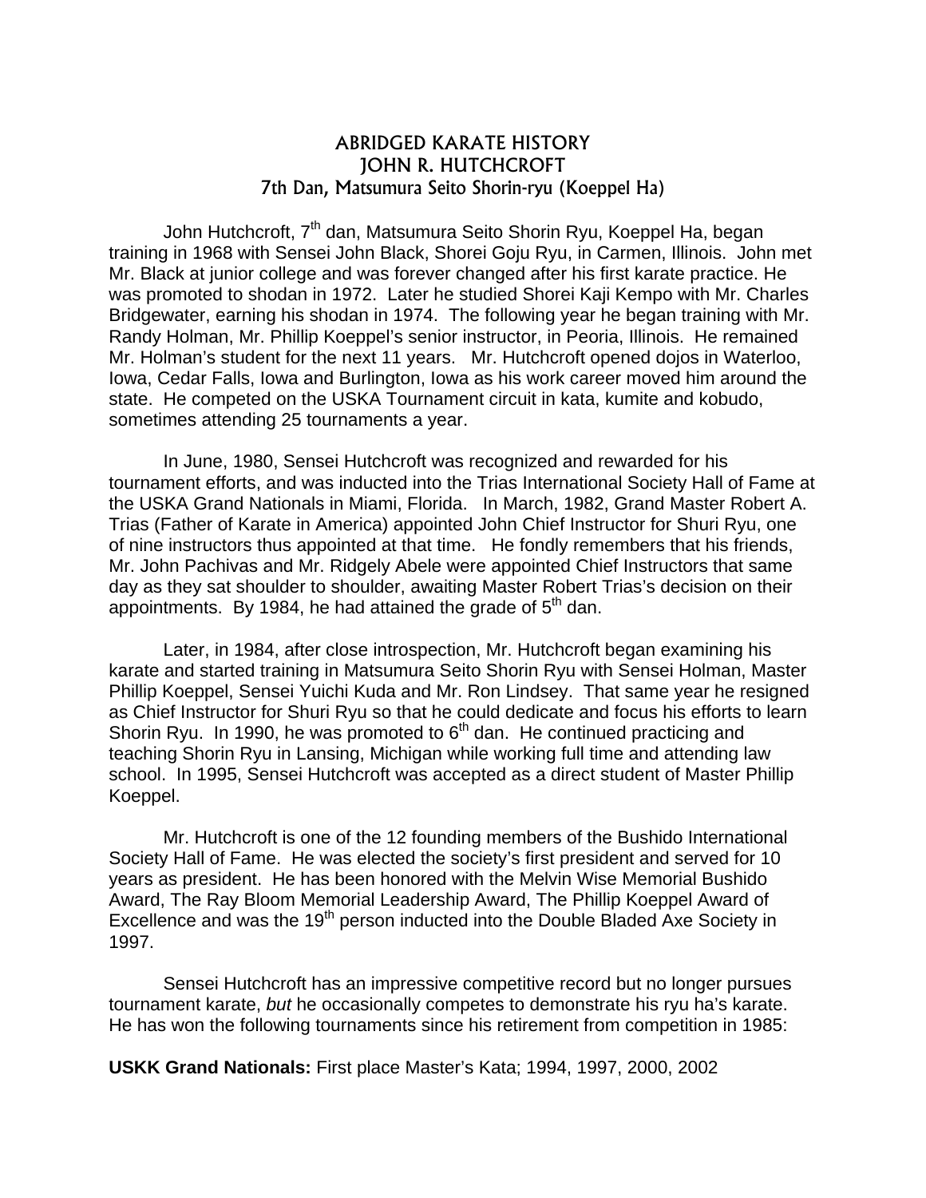# ABRIDGED KARATE HISTORY
# JOHN R. HUTCHCROFT
## 7th Dan, Matsumura Seito Shorin-ryu (Koeppel Ha)

John Hutchcroft, 7th dan, Matsumura Seito Shorin Ryu, Koeppel Ha, began training in 1968 with Sensei John Black, Shorei Goju Ryu, in Carmen, Illinois. John met Mr. Black at junior college and was forever changed after his first karate practice. He was promoted to shodan in 1972. Later he studied Shorei Kaji Kempo with Mr. Charles Bridgewater, earning his shodan in 1974. The following year he began training with Mr. Randy Holman, Mr. Phillip Koeppel's senior instructor, in Peoria, Illinois. He remained Mr. Holman's student for the next 11 years. Mr. Hutchcroft opened dojos in Waterloo, Iowa, Cedar Falls, Iowa and Burlington, Iowa as his work career moved him around the state. He competed on the USKA Tournament circuit in kata, kumite and kobudo, sometimes attending 25 tournaments a year.

In June, 1980, Sensei Hutchcroft was recognized and rewarded for his tournament efforts, and was inducted into the Trias International Society Hall of Fame at the USKA Grand Nationals in Miami, Florida. In March, 1982, Grand Master Robert A. Trias (Father of Karate in America) appointed John Chief Instructor for Shuri Ryu, one of nine instructors thus appointed at that time. He fondly remembers that his friends, Mr. John Pachivas and Mr. Ridgely Abele were appointed Chief Instructors that same day as they sat shoulder to shoulder, awaiting Master Robert Trias's decision on their appointments. By 1984, he had attained the grade of 5th dan.

Later, in 1984, after close introspection, Mr. Hutchcroft began examining his karate and started training in Matsumura Seito Shorin Ryu with Sensei Holman, Master Phillip Koeppel, Sensei Yuichi Kuda and Mr. Ron Lindsey. That same year he resigned as Chief Instructor for Shuri Ryu so that he could dedicate and focus his efforts to learn Shorin Ryu. In 1990, he was promoted to 6th dan. He continued practicing and teaching Shorin Ryu in Lansing, Michigan while working full time and attending law school. In 1995, Sensei Hutchcroft was accepted as a direct student of Master Phillip Koeppel.

Mr. Hutchcroft is one of the 12 founding members of the Bushido International Society Hall of Fame. He was elected the society's first president and served for 10 years as president. He has been honored with the Melvin Wise Memorial Bushido Award, The Ray Bloom Memorial Leadership Award, The Phillip Koeppel Award of Excellence and was the 19th person inducted into the Double Bladed Axe Society in 1997.

Sensei Hutchcroft has an impressive competitive record but no longer pursues tournament karate, *but* he occasionally competes to demonstrate his ryu ha's karate. He has won the following tournaments since his retirement from competition in 1985:

**USKK Grand Nationals:** First place Master's Kata; 1994, 1997, 2000, 2002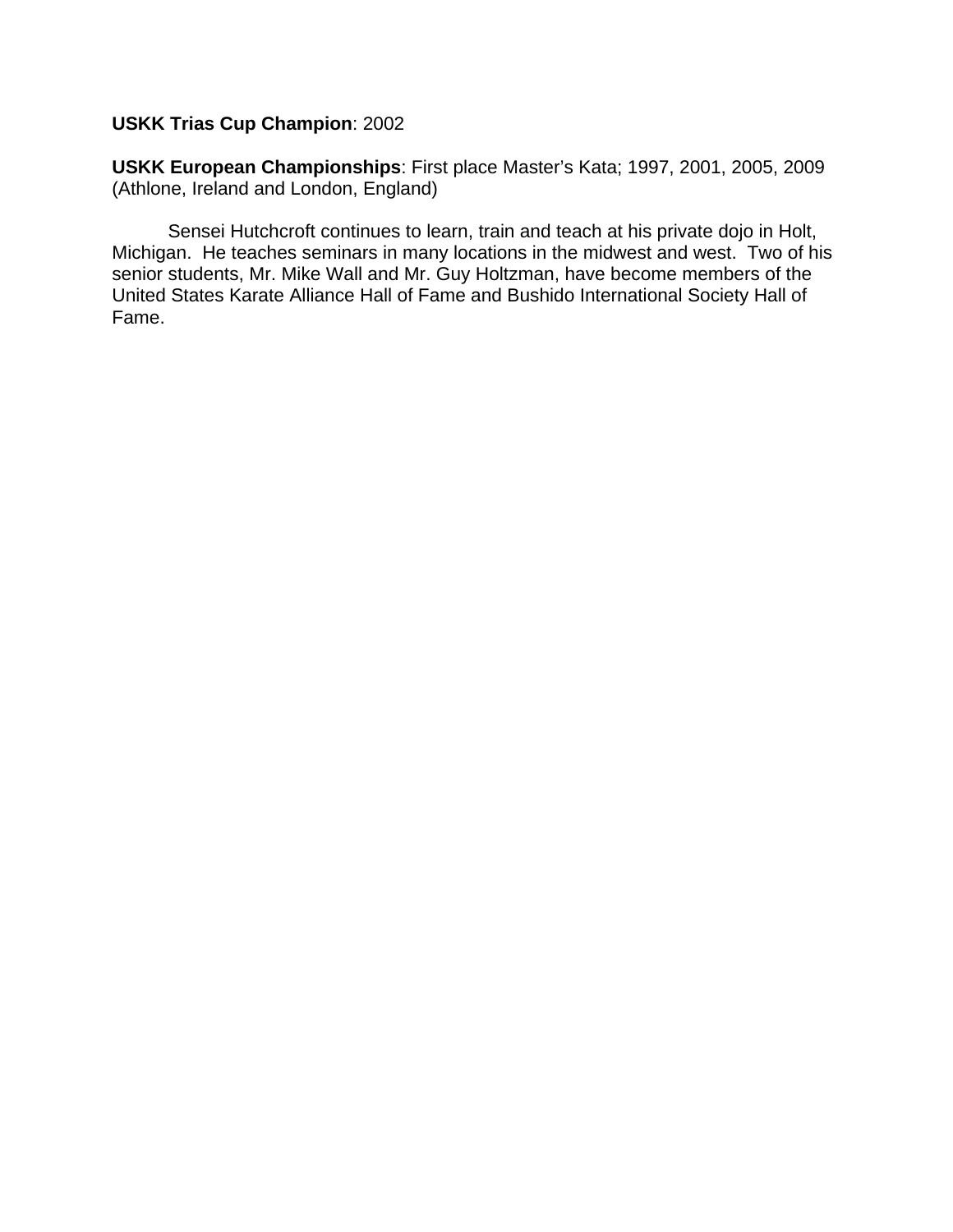**USKK Trias Cup Champion**: 2002

**USKK European Championships**: First place Master's Kata; 1997, 2001, 2005, 2009 (Athlone, Ireland and London, England)

Sensei Hutchcroft continues to learn, train and teach at his private dojo in Holt, Michigan. He teaches seminars in many locations in the midwest and west. Two of his senior students, Mr. Mike Wall and Mr. Guy Holtzman, have become members of the United States Karate Alliance Hall of Fame and Bushido International Society Hall of Fame.